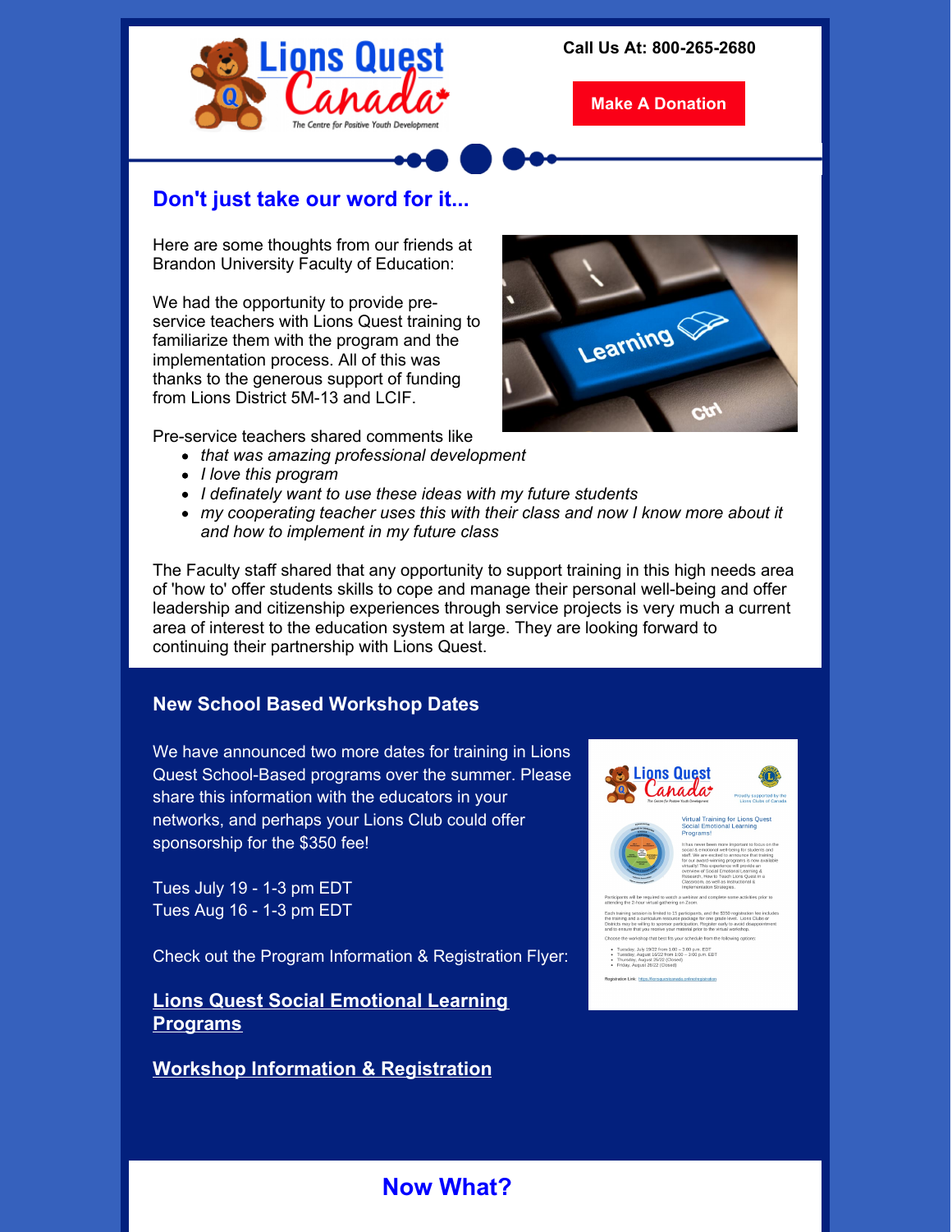Call Us At: 800-265-2680

Make A Donation

## Don't just take our word for it...

Here are some thoughts from our friends at Brandon University Faculty of Education:

We had the opportunity to provide pre-service teachers with Lions Quest training to familiarize them with the program and the implementation process. All of this was thanks to the generous support of funding from Lions District 5M-13 and LCIF.

Pre-service teachers shared comments like

- *that was amazing professional development*
- *I love this program*
- *I definately want to use these ideas with my future students*
- *my cooperating teacher uses this with their class and now I know more about it and how to implement in my future class*

The Faculty staff shared that any opportunity to support training in this high needs area of 'how to' offer students skills to cope and manage their personal well-being and offer leadership and citizenship experiences through service projects is very much a current area of interest to the education system at large. They are looking forward to continuing their partnership with Lions Quest.

### New School Based Workshop Dates

We have announced two more dates for training in Lions Quest School-Based programs over the summer. Please share this information with the educators in your networks, and perhaps your Lions Club could offer sponsorship for the $350 fee!

Tues July 19 - 1-3 pm EDT
Tues Aug 16 - 1-3 pm EDT

Check out the Program Information & Registration Flyer:

**Lions Quest Social Emotional Learning Programs**

**Workshop Information & Registration**

## Now What?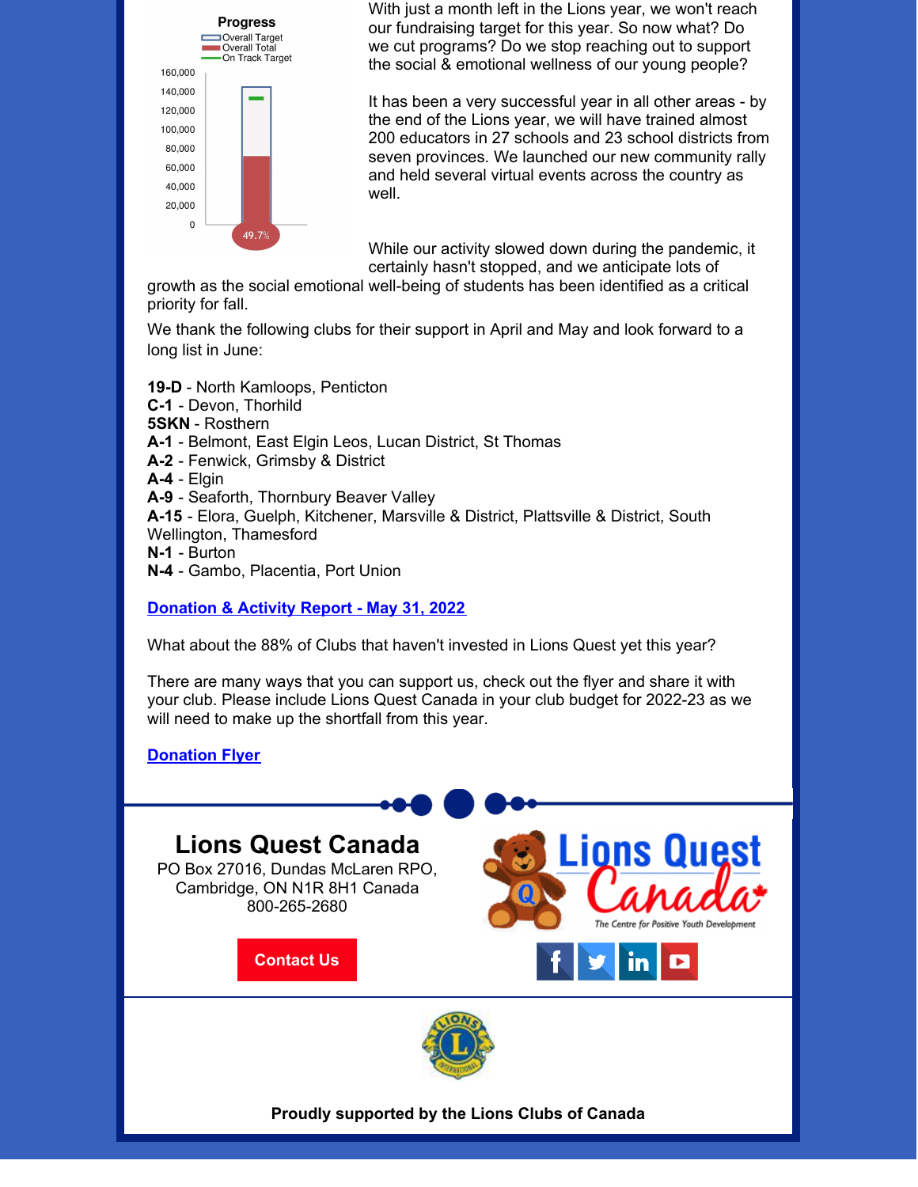Progress

Overall Target
Overall Total
On Track Target

160,000
140,000
120,000
100,000
80,000
60,000
40,000
20,000
0

49.7%

With just a month left in the Lions year, we won't reach our fundraising target for this year. So now what? Do we cut programs? Do we stop reaching out to support the social & emotional wellness of our young people?

It has been a very successful year in all other areas - by the end of the Lions year, we will have trained almost 200 educators in 27 schools and 23 school districts from seven provinces. We launched our new community rally and held several virtual events across the country as well.

While our activity slowed down during the pandemic, it certainly hasn't stopped, and we anticipate lots of growth as the social emotional well-being of students has been identified as a critical priority for fall.

We thank the following clubs for their support in April and May and look forward to a long list in June:

**19-D** - North Kamloops, Penticton
**C-1** - Devon, Thorhild
**5SKN** - Rosthern
**A-1** - Belmont, East Elgin Leos, Lucan District, St Thomas
**A-2** - Fenwick, Grimsby & District
**A-4** - Elgin
**A-9** - Seaforth, Thornbury Beaver Valley
**A-15** - Elora, Guelph, Kitchener, Marsville & District, Plattsville & District, South Wellington, Thamesford
**N-1** - Burton
**N-4** - Gambo, Placentia, Port Union

**Donation & Activity Report - May 31, 2022**

What about the 88% of Clubs that haven't invested in Lions Quest yet this year?

There are many ways that you can support us, check out the flyer and share it with your club. Please include Lions Quest Canada in your club budget for 2022-23 as we will need to make up the shortfall from this year.

**Donation Flyer**

## Lions Quest Canada

PO Box 27016, Dundas McLaren RPO,
Cambridge, ON N1R 8H1 Canada
800-265-2680

Contact Us

Lions Quest Canada
The Centre for Positive Youth Development

**Proudly supported by the Lions Clubs of Canada**